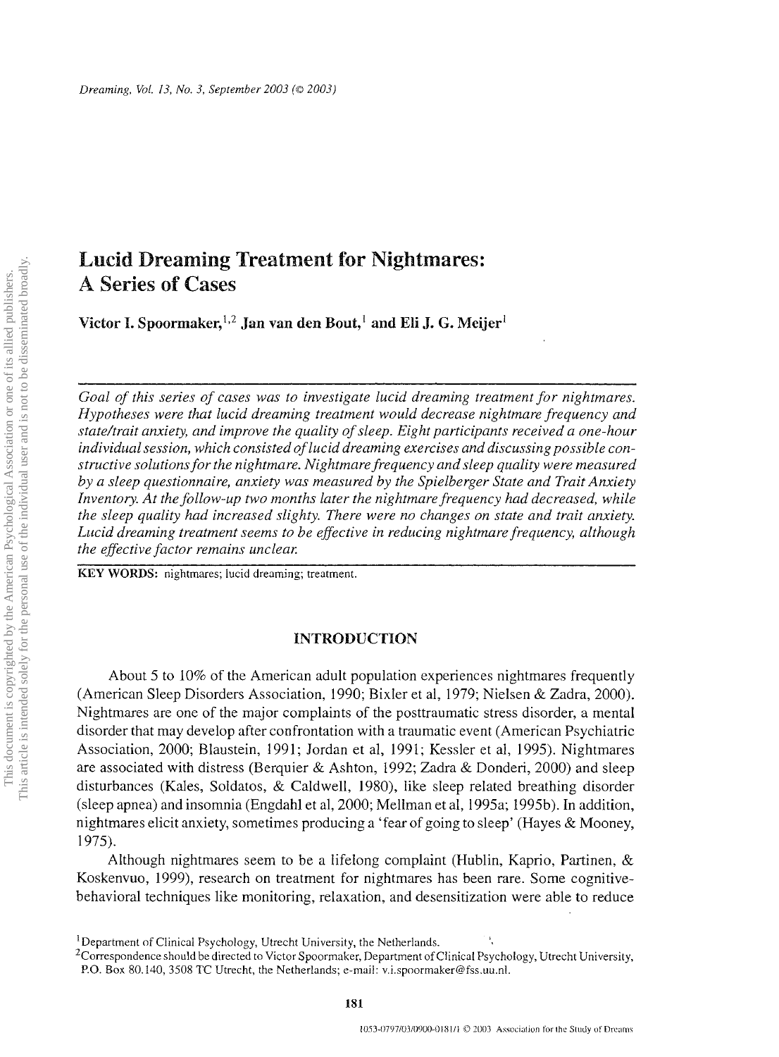# Lucid Dreaming Treatment for Nightmares: A Series of Cases

**Victor I. Spoormaker,[1,2] Jan van den Bout,[1] and Eli J. G. Meijer[1]**

*Goal of this series of cases was to investigate lucid dreaming treatment for nightmares. Hypotheses were that lucid dreaming treatment would decrease nightmare frequency and state/trait anxiety, and improve the quality of sleep. Eight participants received a one-hour individual session, which consisted of lucid dreaming exercises and discussing possible constructive solutions for the nightmare. Nightmare frequency and sleep quality were measured by a sleep questionnaire, anxiety was measured by the Spielberger State and Trait Anxiety Inventory. At the follow-up two months later the nightmare frequency had decreased, while the sleep quality had increased slighty. There were no changes on state and trait anxiety. Lucid dreaming treatment seems to be effective in reducing nightmare frequency, although the effective factor remains unclear.*

**KEY WORDS:** nightmares; lucid dreaming; treatment.

## INTRODUCTION

About 5 to 10% of the American adult population experiences nightmares frequently (American Sleep Disorders Association, 1990; Bixler et al, 1979; Nielsen & Zadra, 2000). Nightmares are one of the major complaints of the posttraumatic stress disorder, a mental disorder that may develop after confrontation with a traumatic event (American Psychiatric Association, 2000; Blaustein, 1991; Jordan et al, 1991; Kessler et al, 1995). Nightmares are associated with distress (Berquier & Ashton, 1992; Zadra & Donderi, 2000) and sleep disturbances (Kales, Soldatos, & Caldwell, 1980), like sleep related breathing disorder (sleep apnea) and insomnia (Engdahl et al, 2000; Mellman et al, 1995a; 1995b). In addition, nightmares elicit anxiety, sometimes producing a 'fear of going to sleep' (Hayes & Mooney, 1975).

Although nightmares seem to be a lifelong complaint (Hublin, Kaprio, Partinen, & Koskenvuo, 1999), research on treatment for nightmares has been rare. Some cognitive-behavioral techniques like monitoring, relaxation, and desensitization were able to reduce

[1]Department of Clinical Psychology, Utrecht University, the Netherlands.

[2]Correspondence should be directed to Victor Spoormaker, Department of Clinical Psychology, Utrecht University, P.O. Box 80.140, 3508 TC Utrecht, the Netherlands; e-mail: v.i.spoormaker@fss.uu.nl.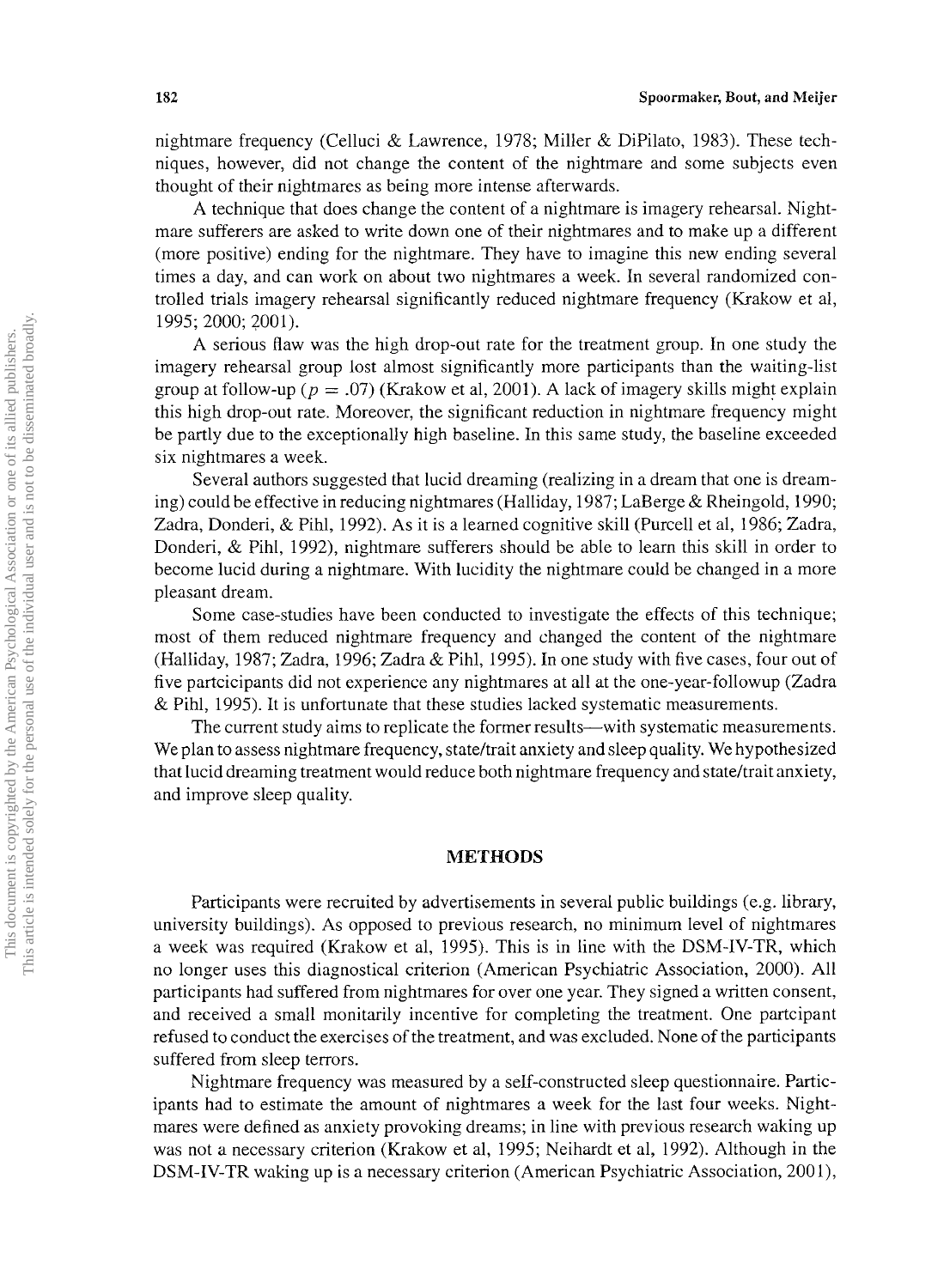nightmare frequency (Celluci & Lawrence, 1978; Miller & DiPilato, 1983). These techniques, however, did not change the content of the nightmare and some subjects even thought of their nightmares as being more intense afterwards.

A technique that does change the content of a nightmare is imagery rehearsal. Nightmare sufferers are asked to write down one of their nightmares and to make up a different (more positive) ending for the nightmare. They have to imagine this new ending several times a day, and can work on about two nightmares a week. In several randomized controlled trials imagery rehearsal significantly reduced nightmare frequency (Krakow et al, 1995; 2000; 2001).

A serious flaw was the high drop-out rate for the treatment group. In one study the imagery rehearsal group lost almost significantly more participants than the waiting-list group at follow-up ($p = .07$) (Krakow et al, 2001). A lack of imagery skills might explain this high drop-out rate. Moreover, the significant reduction in nightmare frequency might be partly due to the exceptionally high baseline. In this same study, the baseline exceeded six nightmares a week.

Several authors suggested that lucid dreaming (realizing in a dream that one is dreaming) could be effective in reducing nightmares (Halliday, 1987; LaBerge & Rheingold, 1990; Zadra, Donderi, & Pihl, 1992). As it is a learned cognitive skill (Purcell et al, 1986; Zadra, Donderi, & Pihl, 1992), nightmare sufferers should be able to learn this skill in order to become lucid during a nightmare. With lucidity the nightmare could be changed in a more pleasant dream.

Some case-studies have been conducted to investigate the effects of this technique; most of them reduced nightmare frequency and changed the content of the nightmare (Halliday, 1987; Zadra, 1996; Zadra & Pihl, 1995). In one study with five cases, four out of five partcicipants did not experience any nightmares at all at the one-year-followup (Zadra & Pihl, 1995). It is unfortunate that these studies lacked systematic measurements.

The current study aims to replicate the former results—with systematic measurements. We plan to assess nightmare frequency, state/trait anxiety and sleep quality. We hypothesized that lucid dreaming treatment would reduce both nightmare frequency and state/trait anxiety, and improve sleep quality.

## METHODS

Participants were recruited by advertisements in several public buildings (e.g. library, university buildings). As opposed to previous research, no minimum level of nightmares a week was required (Krakow et al, 1995). This is in line with the DSM-IV-TR, which no longer uses this diagnostical criterion (American Psychiatric Association, 2000). All participants had suffered from nightmares for over one year. They signed a written consent, and received a small monitarily incentive for completing the treatment. One partcipant refused to conduct the exercises of the treatment, and was excluded. None of the participants suffered from sleep terrors.

Nightmare frequency was measured by a self-constructed sleep questionnaire. Participants had to estimate the amount of nightmares a week for the last four weeks. Nightmares were defined as anxiety provoking dreams; in line with previous research waking up was not a necessary criterion (Krakow et al, 1995; Neihardt et al, 1992). Although in the DSM-IV-TR waking up is a necessary criterion (American Psychiatric Association, 2001),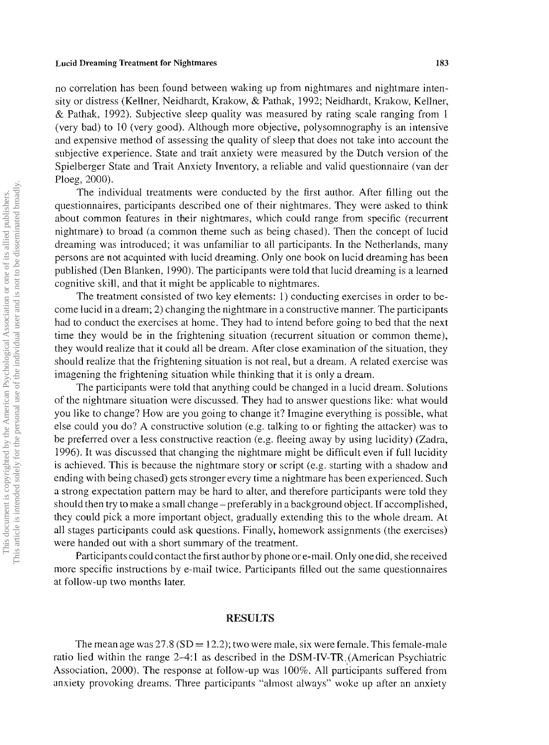no correlation has been found between waking up from nightmares and nightmare intensity or distress (Kellner, Neidhardt, Krakow, & Pathak, 1992; Neidhardt, Krakow, Kellner, & Pathak, 1992). Subjective sleep quality was measured by rating scale ranging from 1 (very bad) to 10 (very good). Although more objective, polysomnography is an intensive and expensive method of assessing the quality of sleep that does not take into account the subjective experience. State and trait anxiety were measured by the Dutch version of the Spielberger State and Trait Anxiety Inventory, a reliable and valid questionnaire (van der Ploeg, 2000).

The individual treatments were conducted by the first author. After filling out the questionnaires, participants described one of their nightmares. They were asked to think about common features in their nightmares, which could range from specific (recurrent nightmare) to broad (a common theme such as being chased). Then the concept of lucid dreaming was introduced; it was unfamiliar to all participants. In the Netherlands, many persons are not acquinted with lucid dreaming. Only one book on lucid dreaming has been published (Den Blanken, 1990). The participants were told that lucid dreaming is a learned cognitive skill, and that it might be applicable to nightmares.

The treatment consisted of two key elements: 1) conducting exercises in order to become lucid in a dream; 2) changing the nightmare in a constructive manner. The participants had to conduct the exercises at home. They had to intend before going to bed that the next time they would be in the frightening situation (recurrent situation or common theme), they would realize that it could all be dream. After close examination of the situation, they should realize that the frightening situation is not real, but a dream. A related exercise was imagening the frightening situation while thinking that it is only a dream.

The participants were told that anything could be changed in a lucid dream. Solutions of the nightmare situation were discussed. They had to answer questions like: what would you like to change? How are you going to change it? Imagine everything is possible, what else could you do? A constructive solution (e.g. talking to or fighting the attacker) was to be preferred over a less constructive reaction (e.g. fleeing away by using lucidity) (Zadra, 1996). It was discussed that changing the nightmare might be difficult even if full lucidity is achieved. This is because the nightmare story or script (e.g. starting with a shadow and ending with being chased) gets stronger every time a nightmare has been experienced. Such a strong expectation pattern may be hard to alter, and therefore participants were told they should then try to make a small change – preferably in a background object. If accomplished, they could pick a more important object, gradually extending this to the whole dream. At all stages participants could ask questions. Finally, homework assignments (the exercises) were handed out with a short summary of the treatment.

Participants could contact the first author by phone or e-mail. Only one did, she received more specific instructions by e-mail twice. Participants filled out the same questionnaires at follow-up two months later.

## RESULTS

The mean age was 27.8 (SD = 12.2); two were male, six were female. This female-male ratio lied within the range 2–4:1 as described in the DSM-IV-TR (American Psychiatric Association, 2000). The response at follow-up was 100%. All participants suffered from anxiety provoking dreams. Three participants "almost always" woke up after an anxiety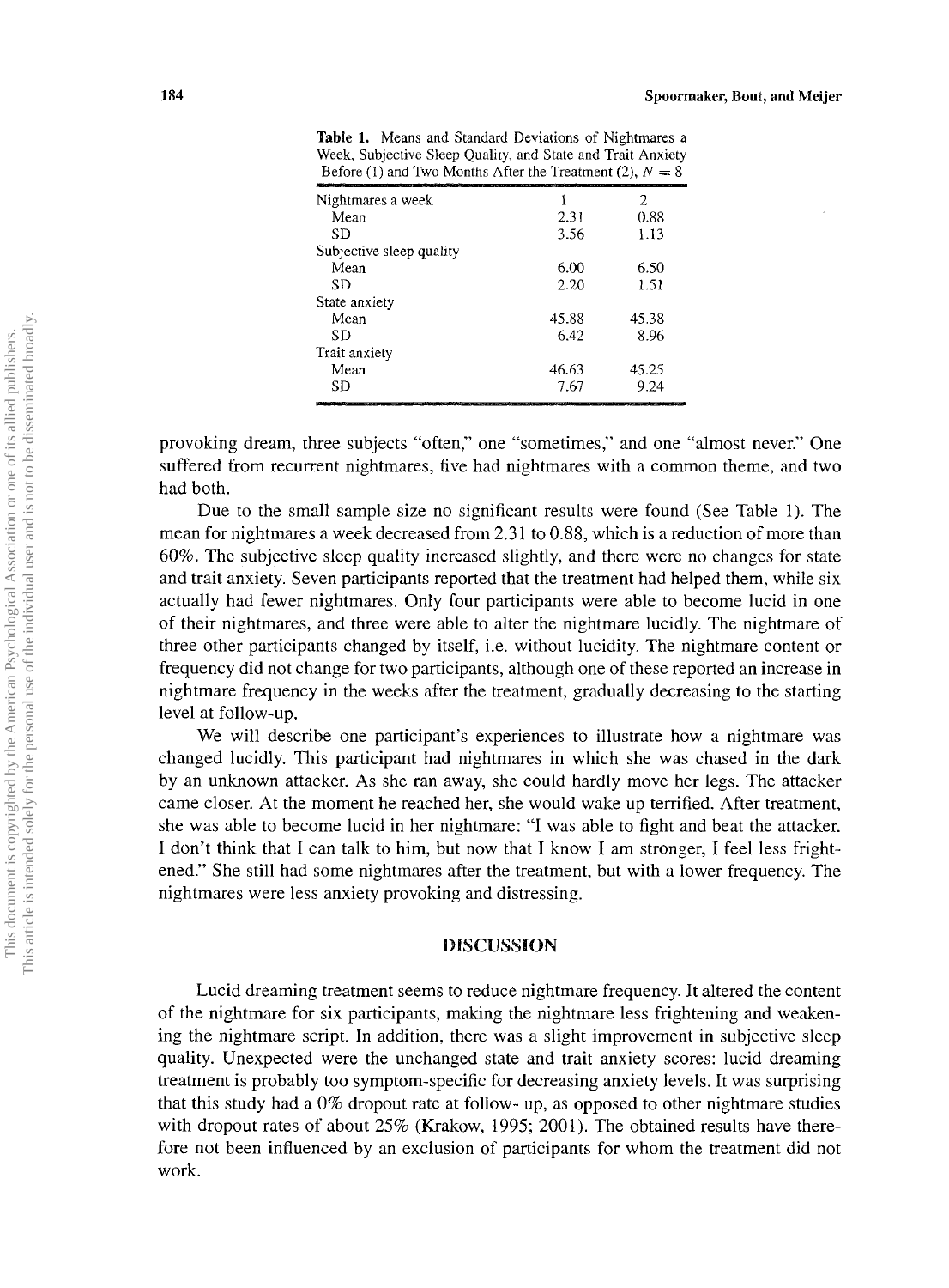Table 1. Means and Standard Deviations of Nightmares a Week, Subjective Sleep Quality, and State and Trait Anxiety Before (1) and Two Months After the Treatment (2), $N = 8$

| | 1 | 2 |
|---|---|---|
| Nightmares a week | | |
| Mean | 2.31 | 0.88 |
| SD | 3.56 | 1.13 |
| Subjective sleep quality | | |
| Mean | 6.00 | 6.50 |
| SD | 2.20 | 1.51 |
| State anxiety | | |
| Mean | 45.88 | 45.38 |
| SD | 6.42 | 8.96 |
| Trait anxiety | | |
| Mean | 46.63 | 45.25 |
| SD | 7.67 | 9.24 |

provoking dream, three subjects "often," one "sometimes," and one "almost never." One suffered from recurrent nightmares, five had nightmares with a common theme, and two had both.

Due to the small sample size no significant results were found (See Table 1). The mean for nightmares a week decreased from 2.31 to 0.88, which is a reduction of more than 60%. The subjective sleep quality increased slightly, and there were no changes for state and trait anxiety. Seven participants reported that the treatment had helped them, while six actually had fewer nightmares. Only four participants were able to become lucid in one of their nightmares, and three were able to alter the nightmare lucidly. The nightmare of three other participants changed by itself, i.e. without lucidity. The nightmare content or frequency did not change for two participants, although one of these reported an increase in nightmare frequency in the weeks after the treatment, gradually decreasing to the starting level at follow-up.

We will describe one participant's experiences to illustrate how a nightmare was changed lucidly. This participant had nightmares in which she was chased in the dark by an unknown attacker. As she ran away, she could hardly move her legs. The attacker came closer. At the moment he reached her, she would wake up terrified. After treatment, she was able to become lucid in her nightmare: "I was able to fight and beat the attacker. I don't think that I can talk to him, but now that I know I am stronger, I feel less frightened." She still had some nightmares after the treatment, but with a lower frequency. The nightmares were less anxiety provoking and distressing.

## DISCUSSION

Lucid dreaming treatment seems to reduce nightmare frequency. It altered the content of the nightmare for six participants, making the nightmare less frightening and weakening the nightmare script. In addition, there was a slight improvement in subjective sleep quality. Unexpected were the unchanged state and trait anxiety scores: lucid dreaming treatment is probably too symptom-specific for decreasing anxiety levels. It was surprising that this study had a 0% dropout rate at follow- up, as opposed to other nightmare studies with dropout rates of about 25% (Krakow, 1995; 2001). The obtained results have therefore not been influenced by an exclusion of participants for whom the treatment did not work.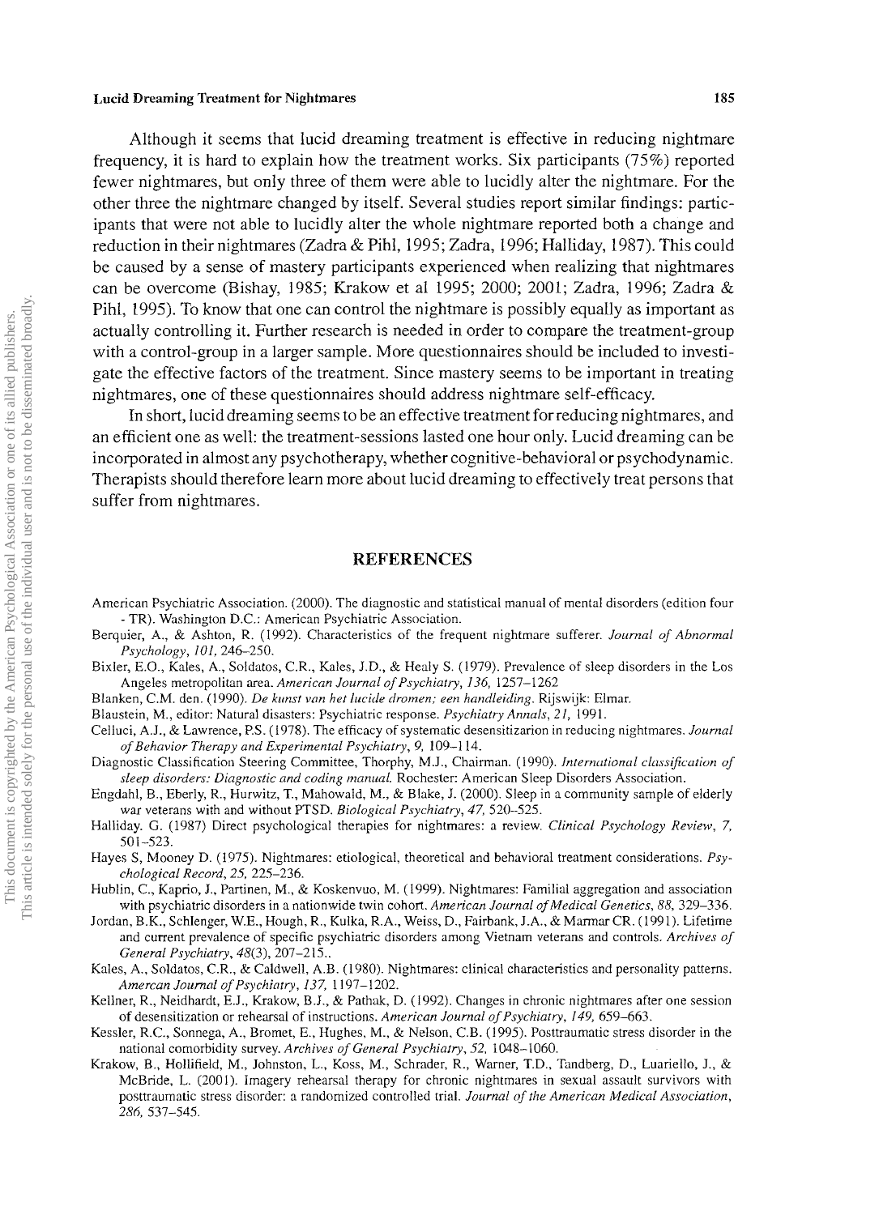Although it seems that lucid dreaming treatment is effective in reducing nightmare frequency, it is hard to explain how the treatment works. Six participants (75%) reported fewer nightmares, but only three of them were able to lucidly alter the nightmare. For the other three the nightmare changed by itself. Several studies report similar findings: participants that were not able to lucidly alter the whole nightmare reported both a change and reduction in their nightmares (Zadra & Pihl, 1995; Zadra, 1996; Halliday, 1987). This could be caused by a sense of mastery participants experienced when realizing that nightmares can be overcome (Bishay, 1985; Krakow et al 1995; 2000; 2001; Zadra, 1996; Zadra & Pihl, 1995). To know that one can control the nightmare is possibly equally as important as actually controlling it. Further research is needed in order to compare the treatment-group with a control-group in a larger sample. More questionnaires should be included to investigate the effective factors of the treatment. Since mastery seems to be important in treating nightmares, one of these questionnaires should address nightmare self-efficacy.

In short, lucid dreaming seems to be an effective treatment for reducing nightmares, and an efficient one as well: the treatment-sessions lasted one hour only. Lucid dreaming can be incorporated in almost any psychotherapy, whether cognitive-behavioral or psychodynamic. Therapists should therefore learn more about lucid dreaming to effectively treat persons that suffer from nightmares.

## REFERENCES

American Psychiatric Association. (2000). The diagnostic and statistical manual of mental disorders (edition four - TR). Washington D.C.: American Psychiatric Association.

Berquier, A., & Ashton, R. (1992). Characteristics of the frequent nightmare sufferer. *Journal of Abnormal Psychology, 101,* 246–250.

Bixler, E.O., Kales, A., Soldatos, C.R., Kales, J.D., & Healy S. (1979). Prevalence of sleep disorders in the Los Angeles metropolitan area. *American Journal of Psychiatry, 136,* 1257–1262

Blanken, C.M. den. (1990). *De kunst van het lucide dromen; een handleiding.* Rijswijk: Elmar.

Blaustein, M., editor: Natural disasters: Psychiatric response. *Psychiatry Annals, 21,* 1991.

Celluci, A.J., & Lawrence, P.S. (1978). The efficacy of systematic desensitizarion in reducing nightmares. *Journal of Behavior Therapy and Experimental Psychiatry, 9,* 109–114.

Diagnostic Classification Steering Committee, Thorphy, M.J., Chairman. (1990). *International classification of sleep disorders: Diagnostic and coding manual.* Rochester: American Sleep Disorders Association.

Engdahl, B., Eberly, R., Hurwitz, T., Mahowald, M., & Blake, J. (2000). Sleep in a community sample of elderly war veterans with and without PTSD. *Biological Psychiatry, 47,* 520–525.

Halliday. G. (1987) Direct psychological therapies for nightmares: a review. *Clinical Psychology Review, 7,* 501–523.

Hayes S, Mooney D. (1975). Nightmares: etiological, theoretical and behavioral treatment considerations. *Psychological Record, 25,* 225–236.

Hublin, C., Kaprio, J., Partinen, M., & Koskenvuo, M. (1999). Nightmares: Familial aggregation and association with psychiatric disorders in a nationwide twin cohort. *American Journal of Medical Genetics, 88,* 329–336.

Jordan, B.K., Schlenger, W.E., Hough, R., Kulka, R.A., Weiss, D., Fairbank, J.A., & Marmar CR. (1991). Lifetime and current prevalence of specific psychiatric disorders among Vietnam veterans and controls. *Archives of General Psychiatry, 48*(3), 207–215..

Kales, A., Soldatos, C.R., & Caldwell, A.B. (1980). Nightmares: clinical characteristics and personality patterns. *Amercan Journal of Psychiatry, 137,* 1197–1202.

Kellner, R., Neidhardt, E.J., Krakow, B.J., & Pathak, D. (1992). Changes in chronic nightmares after one session of desensitization or rehearsal of instructions. *American Journal of Psychiatry, 149,* 659–663.

Kessler, R.C., Sonnega, A., Bromet, E., Hughes, M., & Nelson, C.B. (1995). Posttraumatic stress disorder in the national comorbidity survey. *Archives of General Psychiatry, 52,* 1048–1060.

Krakow, B., Hollifield, M., Johnston, L., Koss, M., Schrader, R., Warner, T.D., Tandberg, D., Luariello, J., & McBride, L. (2001). Imagery rehearsal therapy for chronic nightmares in sexual assault survivors with posttraumatic stress disorder: a randomized controlled trial. *Journal of the American Medical Association, 286,* 537–545.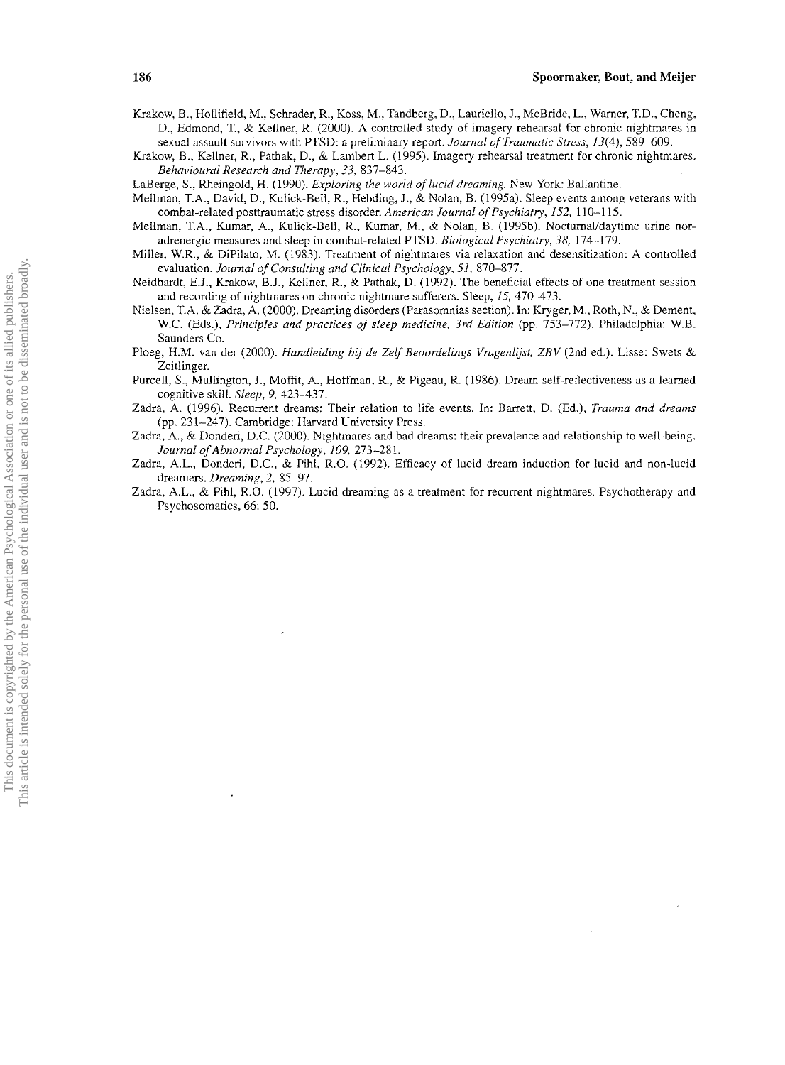Krakow, B., Hollifield, M., Schrader, R., Koss, M., Tandberg, D., Lauriello, J., McBride, L., Warner, T.D., Cheng, D., Edmond, T., & Kellner, R. (2000). A controlled study of imagery rehearsal for chronic nightmares in sexual assault survivors with PTSD: a preliminary report. *Journal of Traumatic Stress, 13*(4), 589–609.

Krakow, B., Kellner, R., Pathak, D., & Lambert L. (1995). Imagery rehearsal treatment for chronic nightmares. *Behavioural Research and Therapy, 33,* 837–843.

LaBerge, S., Rheingold, H. (1990). *Exploring the world of lucid dreaming.* New York: Ballantine.

Mellman, T.A., David, D., Kulick-Bell, R., Hebding, J., & Nolan, B. (1995a). Sleep events among veterans with combat-related posttraumatic stress disorder. *American Journal of Psychiatry, 152,* 110–115.

Mellman, T.A., Kumar, A., Kulick-Bell, R., Kumar, M., & Nolan, B. (1995b). Nocturnal/daytime urine noradrenergic measures and sleep in combat-related PTSD. *Biological Psychiatry, 38,* 174–179.

Miller, W.R., & DiPilato, M. (1983). Treatment of nightmares via relaxation and desensitization: A controlled evaluation. *Journal of Consulting and Clinical Psychology, 51,* 870–877.

Neidhardt, E.J., Krakow, B.J., Kellner, R., & Pathak, D. (1992). The beneficial effects of one treatment session and recording of nightmares on chronic nightmare sufferers. Sleep, *15,* 470–473.

Nielsen, T.A. & Zadra, A. (2000). Dreaming disorders (Parasomnias section). In: Kryger, M., Roth, N., & Dement, W.C. (Eds.), *Principles and practices of sleep medicine, 3rd Edition* (pp. 753–772). Philadelphia: W.B. Saunders Co.

Ploeg, H.M. van der (2000). *Handleiding bij de Zelf Beoordelings Vragenlijst, ZBV* (2nd ed.). Lisse: Swets & Zeitlinger.

Purcell, S., Mullington, J., Moffit, A., Hoffman, R., & Pigeau, R. (1986). Dream self-reflectiveness as a learned cognitive skill. *Sleep, 9,* 423–437.

Zadra, A. (1996). Recurrent dreams: Their relation to life events. In: Barrett, D. (Ed.), *Trauma and dreams* (pp. 231–247). Cambridge: Harvard University Press.

Zadra, A., & Donderi, D.C. (2000). Nightmares and bad dreams: their prevalence and relationship to well-being. *Journal of Abnormal Psychology, 109,* 273–281.

Zadra, A.L., Donderi, D.C., & Pihl, R.O. (1992). Efficacy of lucid dream induction for lucid and non-lucid dreamers. *Dreaming, 2,* 85–97.

Zadra, A.L., & Pihl, R.O. (1997). Lucid dreaming as a treatment for recurrent nightmares. Psychotherapy and Psychosomatics, 66: 50.